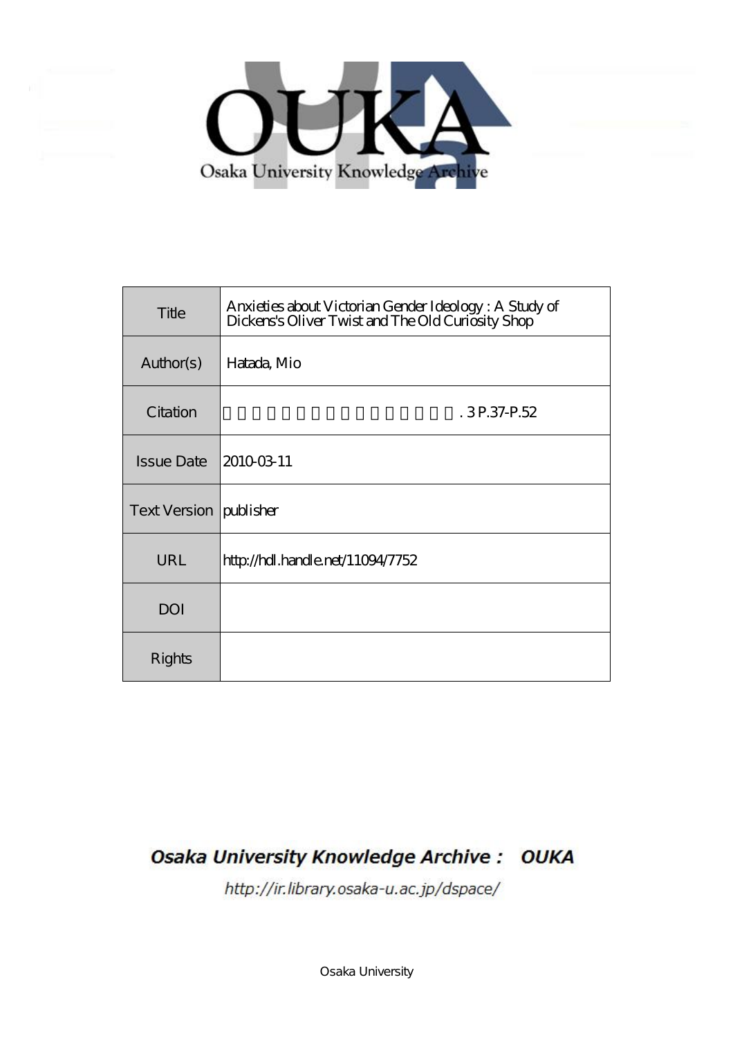Osaka University Knowledge Archive

| Title | Anxieties about Victorian Gender Ideology : A Study of Dickens's Oliver Twist and The Old Curiosity Shop |
|---|---|
| Author(s) | Hatada, Mio |
| Citation | . 3 P.37-P.52 |
| Issue Date | 2010-03-11 |
| Text Version | publisher |
| URL | http://hdl.handle.net/11094/7752 |
| DOI | |
| Rights | |

Osaka University Knowledge Archive : OUKA

http://ir.library.osaka-u.ac.jp/dspace/

Osaka University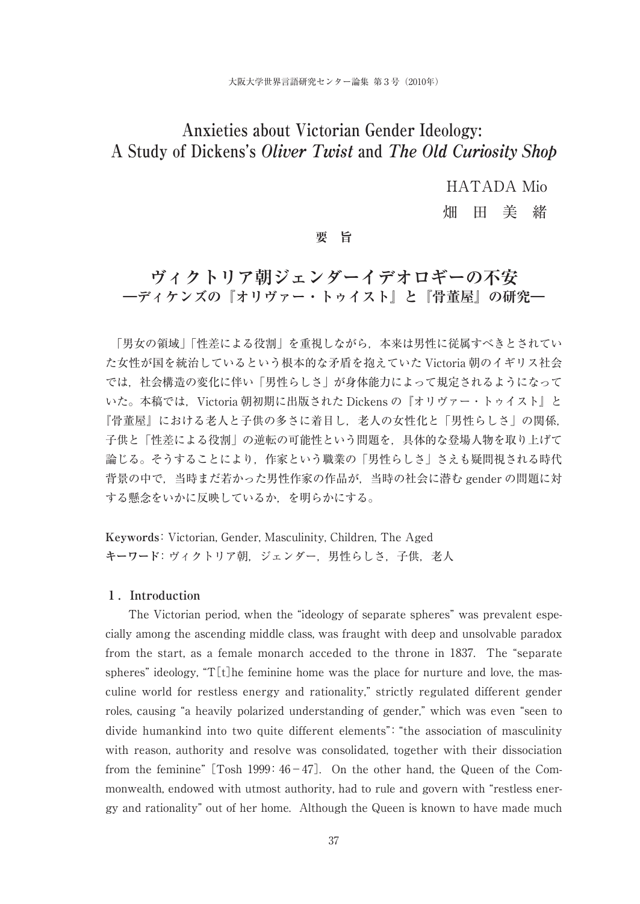# Anxieties about Victorian Gender Ideology: A Study of Dickens's *Oliver Twist* and *The Old Curiosity Shop*

HATADA Mio

畑　田　美　緒

**要　旨**

## ヴィクトリア朝ジェンダーイデオロギーの不安 —ディケンズの『オリヴァー・トゥイスト』と『骨董屋』の研究—

「男女の領域」「性差による役割」を重視しながら，本来は男性に従属すべきとされていた女性が国を統治しているという根本的な矛盾を抱えていた Victoria 朝のイギリス社会では，社会構造の変化に伴い「男性らしさ」が身体能力によって規定されるようになっていた。本稿では，Victoria 朝初期に出版された Dickens の『オリヴァー・トゥイスト』と『骨董屋』における老人と子供の多さに着目し，老人の女性化と「男性らしさ」の関係，子供と「性差による役割」の逆転の可能性という問題を，具体的な登場人物を取り上げて論じる。そうすることにより，作家という職業の「男性らしさ」さえも疑問視される時代背景の中で，当時まだ若かった男性作家の作品が，当時の社会に潜む gender の問題に対する懸念をいかに反映しているか，を明らかにする。

**Keywords**: Victorian, Gender, Masculinity, Children, The Aged

**キーワード**: ヴィクトリア朝，ジェンダー，男性らしさ，子供，老人

### 1. Introduction

The Victorian period, when the "ideology of separate spheres" was prevalent especially among the ascending middle class, was fraught with deep and unsolvable paradox from the start, as a female monarch acceded to the throne in 1837. The "separate spheres" ideology, "T[t]he feminine home was the place for nurture and love, the masculine world for restless energy and rationality," strictly regulated different gender roles, causing "a heavily polarized understanding of gender," which was even "seen to divide humankind into two quite different elements": "the association of masculinity with reason, authority and resolve was consolidated, together with their dissociation from the feminine" [Tosh 1999: 46-47]. On the other hand, the Queen of the Commonwealth, endowed with utmost authority, had to rule and govern with "restless energy and rationality" out of her home. Although the Queen is known to have made much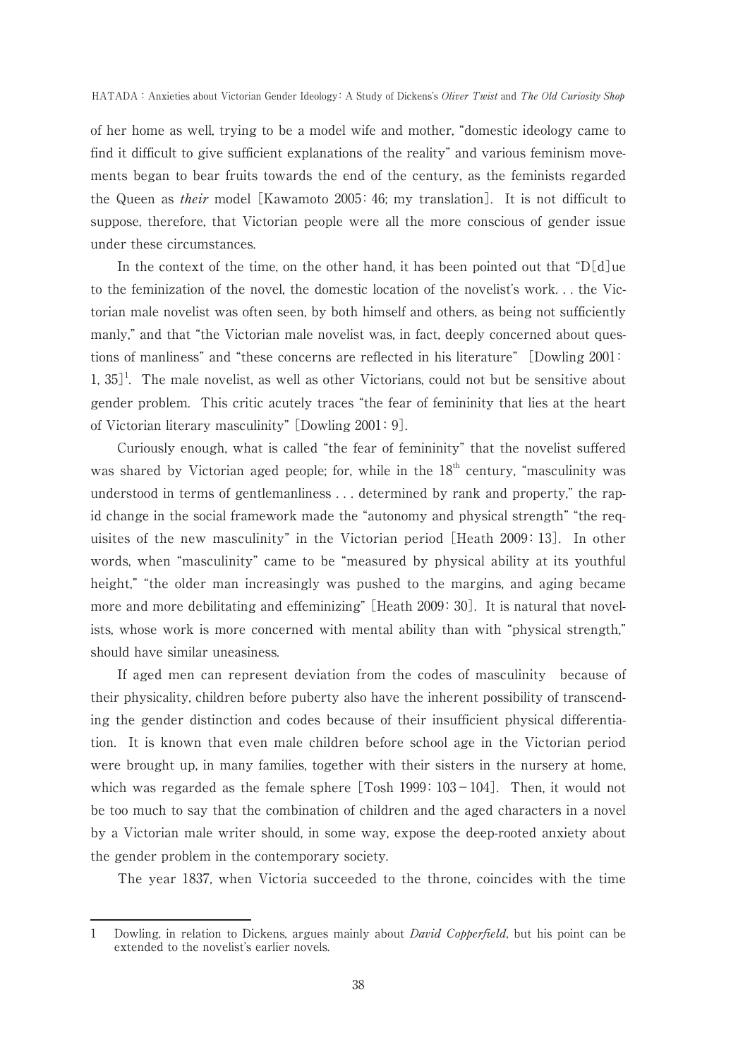of her home as well, trying to be a model wife and mother, "domestic ideology came to find it difficult to give sufficient explanations of the reality" and various feminism movements began to bear fruits towards the end of the century, as the feminists regarded the Queen as *their* model [Kawamoto 2005: 46; my translation]. It is not difficult to suppose, therefore, that Victorian people were all the more conscious of gender issue under these circumstances.

In the context of the time, on the other hand, it has been pointed out that "D[d]ue to the feminization of the novel, the domestic location of the novelist's work. . . the Victorian male novelist was often seen, by both himself and others, as being not sufficiently manly," and that "the Victorian male novelist was, in fact, deeply concerned about questions of manliness" and "these concerns are reflected in his literature" [Dowling 2001: 1, 35][1]. The male novelist, as well as other Victorians, could not but be sensitive about gender problem. This critic acutely traces "the fear of femininity that lies at the heart of Victorian literary masculinity" [Dowling 2001: 9].

Curiously enough, what is called "the fear of femininity" that the novelist suffered was shared by Victorian aged people; for, while in the 18th century, "masculinity was understood in terms of gentlemanliness . . . determined by rank and property," the rapid change in the social framework made the "autonomy and physical strength" "the requisites of the new masculinity" in the Victorian period [Heath 2009: 13]. In other words, when "masculinity" came to be "measured by physical ability at its youthful height," "the older man increasingly was pushed to the margins, and aging became more and more debilitating and effeminizing" [Heath 2009: 30]. It is natural that novelists, whose work is more concerned with mental ability than with "physical strength," should have similar uneasiness.

If aged men can represent deviation from the codes of masculinity because of their physicality, children before puberty also have the inherent possibility of transcending the gender distinction and codes because of their insufficient physical differentiation. It is known that even male children before school age in the Victorian period were brought up, in many families, together with their sisters in the nursery at home, which was regarded as the female sphere [Tosh 1999: 103–104]. Then, it would not be too much to say that the combination of children and the aged characters in a novel by a Victorian male writer should, in some way, expose the deep-rooted anxiety about the gender problem in the contemporary society.

The year 1837, when Victoria succeeded to the throne, coincides with the time

---

1 Dowling, in relation to Dickens, argues mainly about *David Copperfield*, but his point can be extended to the novelist's earlier novels.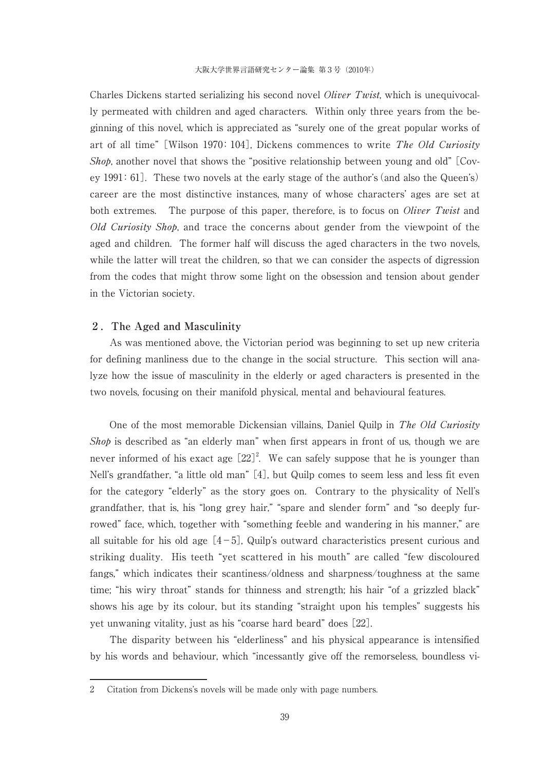Charles Dickens started serializing his second novel *Oliver Twist*, which is unequivocally permeated with children and aged characters. Within only three years from the beginning of this novel, which is appreciated as "surely one of the great popular works of art of all time" [Wilson 1970: 104], Dickens commences to write *The Old Curiosity Shop*, another novel that shows the "positive relationship between young and old" [Covey 1991: 61]. These two novels at the early stage of the author's (and also the Queen's) career are the most distinctive instances, many of whose characters' ages are set at both extremes. The purpose of this paper, therefore, is to focus on *Oliver Twist* and *Old Curiosity Shop*, and trace the concerns about gender from the viewpoint of the aged and children. The former half will discuss the aged characters in the two novels, while the latter will treat the children, so that we can consider the aspects of digression from the codes that might throw some light on the obsession and tension about gender in the Victorian society.

## 2. The Aged and Masculinity

As was mentioned above, the Victorian period was beginning to set up new criteria for defining manliness due to the change in the social structure. This section will analyze how the issue of masculinity in the elderly or aged characters is presented in the two novels, focusing on their manifold physical, mental and behavioural features.

One of the most memorable Dickensian villains, Daniel Quilp in *The Old Curiosity Shop* is described as "an elderly man" when first appears in front of us, though we are never informed of his exact age [22][2]. We can safely suppose that he is younger than Nell's grandfather, "a little old man" [4], but Quilp comes to seem less and less fit even for the category "elderly" as the story goes on. Contrary to the physicality of Nell's grandfather, that is, his "long grey hair," "spare and slender form" and "so deeply furrowed" face, which, together with "something feeble and wandering in his manner," are all suitable for his old age [4–5], Quilp's outward characteristics present curious and striking duality. His teeth "yet scattered in his mouth" are called "few discoloured fangs," which indicates their scantiness/oldness and sharpness/toughness at the same time; "his wiry throat" stands for thinness and strength; his hair "of a grizzled black" shows his age by its colour, but its standing "straight upon his temples" suggests his yet unwaning vitality, just as his "coarse hard beard" does [22].

The disparity between his "elderliness" and his physical appearance is intensified by his words and behaviour, which "incessantly give off the remorseless, boundless vi-

---

2 Citation from Dickens's novels will be made only with page numbers.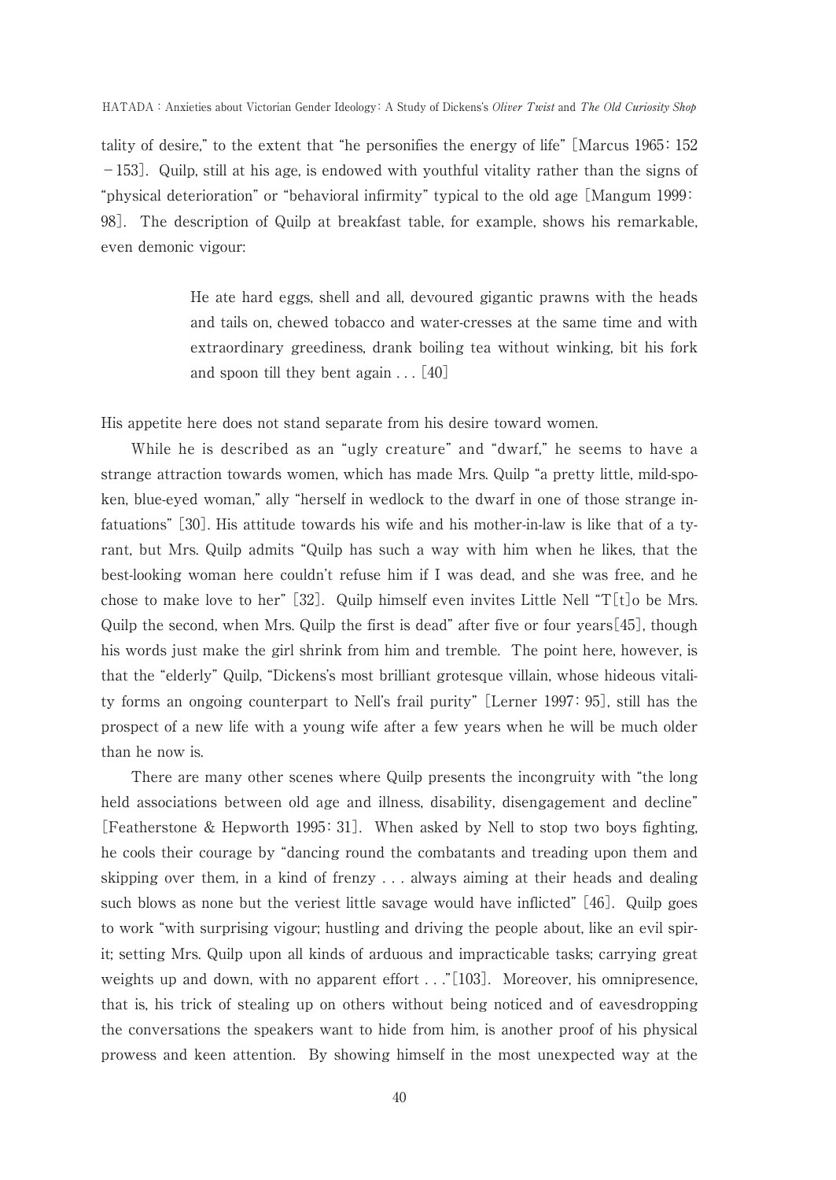tality of desire," to the extent that "he personifies the energy of life" [Marcus 1965: 152 −153]. Quilp, still at his age, is endowed with youthful vitality rather than the signs of "physical deterioration" or "behavioral infirmity" typical to the old age [Mangum 1999: 98]. The description of Quilp at breakfast table, for example, shows his remarkable, even demonic vigour:

> He ate hard eggs, shell and all, devoured gigantic prawns with the heads and tails on, chewed tobacco and water-cresses at the same time and with extraordinary greediness, drank boiling tea without winking, bit his fork and spoon till they bent again . . . [40]

His appetite here does not stand separate from his desire toward women.

While he is described as an "ugly creature" and "dwarf," he seems to have a strange attraction towards women, which has made Mrs. Quilp "a pretty little, mild-spoken, blue-eyed woman," ally "herself in wedlock to the dwarf in one of those strange infatuations" [30]. His attitude towards his wife and his mother-in-law is like that of a tyrant, but Mrs. Quilp admits "Quilp has such a way with him when he likes, that the best-looking woman here couldn't refuse him if I was dead, and she was free, and he chose to make love to her" [32]. Quilp himself even invites Little Nell "T[t]o be Mrs. Quilp the second, when Mrs. Quilp the first is dead" after five or four years[45], though his words just make the girl shrink from him and tremble. The point here, however, is that the "elderly" Quilp, "Dickens's most brilliant grotesque villain, whose hideous vitality forms an ongoing counterpart to Nell's frail purity" [Lerner 1997: 95], still has the prospect of a new life with a young wife after a few years when he will be much older than he now is.

There are many other scenes where Quilp presents the incongruity with "the long held associations between old age and illness, disability, disengagement and decline" [Featherstone & Hepworth 1995: 31]. When asked by Nell to stop two boys fighting, he cools their courage by "dancing round the combatants and treading upon them and skipping over them, in a kind of frenzy . . . always aiming at their heads and dealing such blows as none but the veriest little savage would have inflicted" [46]. Quilp goes to work "with surprising vigour; hustling and driving the people about, like an evil spirit; setting Mrs. Quilp upon all kinds of arduous and impracticable tasks; carrying great weights up and down, with no apparent effort . . ."[103]. Moreover, his omnipresence, that is, his trick of stealing up on others without being noticed and of eavesdropping the conversations the speakers want to hide from him, is another proof of his physical prowess and keen attention. By showing himself in the most unexpected way at the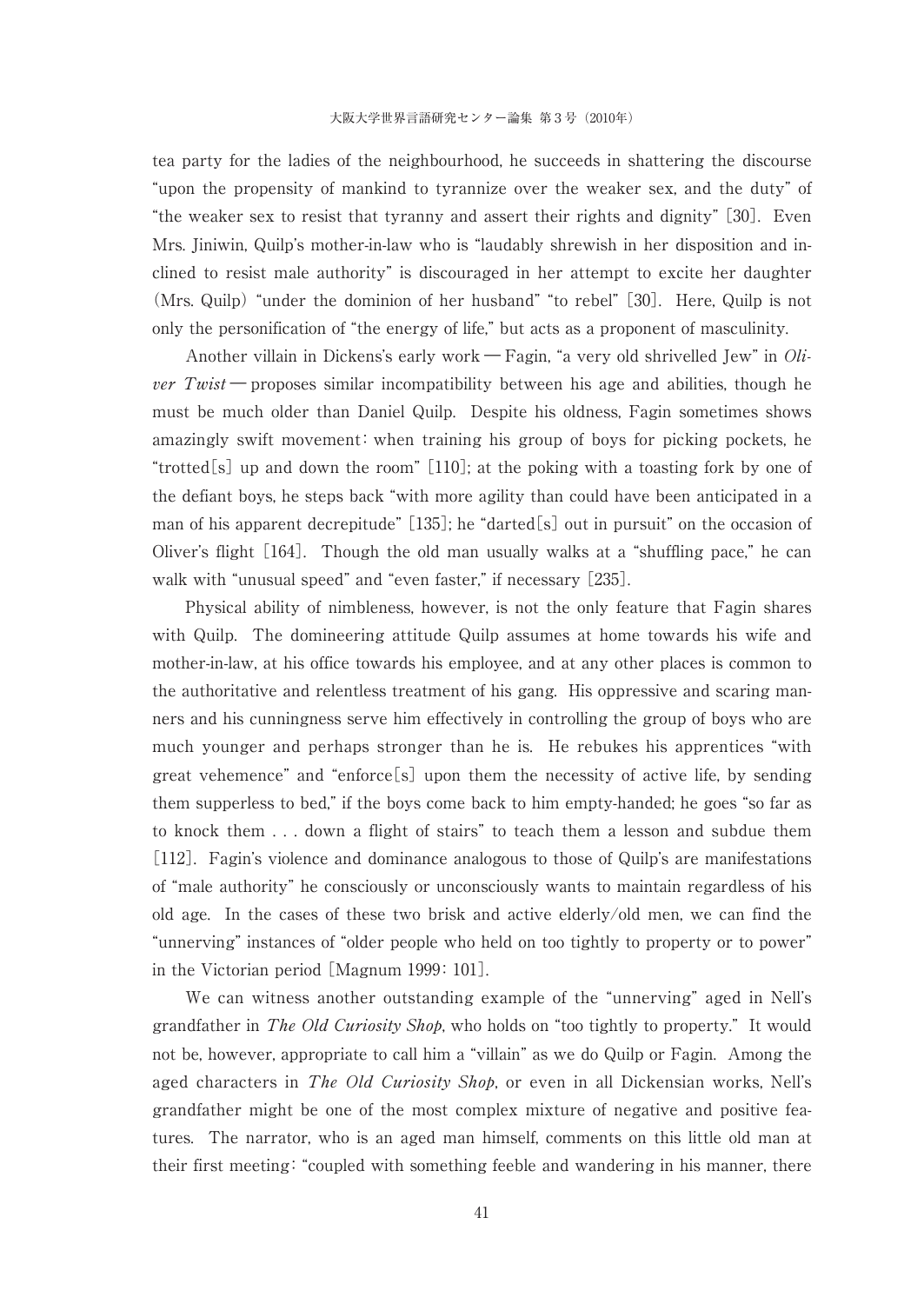tea party for the ladies of the neighbourhood, he succeeds in shattering the discourse "upon the propensity of mankind to tyrannize over the weaker sex, and the duty" of "the weaker sex to resist that tyranny and assert their rights and dignity" [30]. Even Mrs. Jiniwin, Quilp's mother-in-law who is "laudably shrewish in her disposition and inclined to resist male authority" is discouraged in her attempt to excite her daughter (Mrs. Quilp) "under the dominion of her husband" "to rebel" [30]. Here, Quilp is not only the personification of "the energy of life," but acts as a proponent of masculinity.

Another villain in Dickens's early work — Fagin, "a very old shrivelled Jew" in *Oliver Twist* — proposes similar incompatibility between his age and abilities, though he must be much older than Daniel Quilp. Despite his oldness, Fagin sometimes shows amazingly swift movement: when training his group of boys for picking pockets, he "trotted[s] up and down the room" [110]; at the poking with a toasting fork by one of the defiant boys, he steps back "with more agility than could have been anticipated in a man of his apparent decrepitude" [135]; he "darted[s] out in pursuit" on the occasion of Oliver's flight [164]. Though the old man usually walks at a "shuffling pace," he can walk with "unusual speed" and "even faster," if necessary [235].

Physical ability of nimbleness, however, is not the only feature that Fagin shares with Quilp. The domineering attitude Quilp assumes at home towards his wife and mother-in-law, at his office towards his employee, and at any other places is common to the authoritative and relentless treatment of his gang. His oppressive and scaring manners and his cunningness serve him effectively in controlling the group of boys who are much younger and perhaps stronger than he is. He rebukes his apprentices "with great vehemence" and "enforce[s] upon them the necessity of active life, by sending them supperless to bed," if the boys come back to him empty-handed; he goes "so far as to knock them . . . down a flight of stairs" to teach them a lesson and subdue them [112]. Fagin's violence and dominance analogous to those of Quilp's are manifestations of "male authority" he consciously or unconsciously wants to maintain regardless of his old age. In the cases of these two brisk and active elderly/old men, we can find the "unnerving" instances of "older people who held on too tightly to property or to power" in the Victorian period [Magnum 1999: 101].

We can witness another outstanding example of the "unnerving" aged in Nell's grandfather in *The Old Curiosity Shop*, who holds on "too tightly to property." It would not be, however, appropriate to call him a "villain" as we do Quilp or Fagin. Among the aged characters in *The Old Curiosity Shop*, or even in all Dickensian works, Nell's grandfather might be one of the most complex mixture of negative and positive features. The narrator, who is an aged man himself, comments on this little old man at their first meeting: "coupled with something feeble and wandering in his manner, there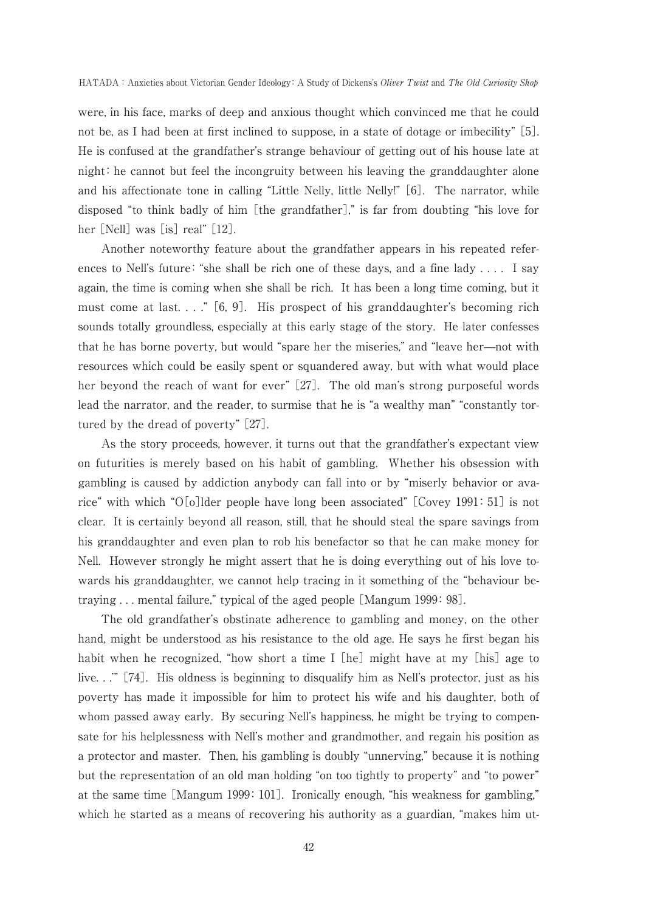were, in his face, marks of deep and anxious thought which convinced me that he could not be, as I had been at first inclined to suppose, in a state of dotage or imbecility" [5]. He is confused at the grandfather's strange behaviour of getting out of his house late at night: he cannot but feel the incongruity between his leaving the granddaughter alone and his affectionate tone in calling "Little Nelly, little Nelly!" [6]. The narrator, while disposed "to think badly of him [the grandfather]," is far from doubting "his love for her [Nell] was [is] real" [12].

Another noteworthy feature about the grandfather appears in his repeated references to Nell's future: "she shall be rich one of these days, and a fine lady . . . . I say again, the time is coming when she shall be rich. It has been a long time coming, but it must come at last. . . ." [6, 9]. His prospect of his granddaughter's becoming rich sounds totally groundless, especially at this early stage of the story. He later confesses that he has borne poverty, but would "spare her the miseries," and "leave her—not with resources which could be easily spent or squandered away, but with what would place her beyond the reach of want for ever" [27]. The old man's strong purposeful words lead the narrator, and the reader, to surmise that he is "a wealthy man" "constantly tortured by the dread of poverty" [27].

As the story proceeds, however, it turns out that the grandfather's expectant view on futurities is merely based on his habit of gambling. Whether his obsession with gambling is caused by addiction anybody can fall into or by "miserly behavior or avarice" with which "O[o]lder people have long been associated" [Covey 1991: 51] is not clear. It is certainly beyond all reason, still, that he should steal the spare savings from his granddaughter and even plan to rob his benefactor so that he can make money for Nell. However strongly he might assert that he is doing everything out of his love towards his granddaughter, we cannot help tracing in it something of the "behaviour betraying . . . mental failure," typical of the aged people [Mangum 1999: 98].

The old grandfather's obstinate adherence to gambling and money, on the other hand, might be understood as his resistance to the old age. He says he first began his habit when he recognized, "how short a time I [he] might have at my [his] age to live. . .'" [74]. His oldness is beginning to disqualify him as Nell's protector, just as his poverty has made it impossible for him to protect his wife and his daughter, both of whom passed away early. By securing Nell's happiness, he might be trying to compensate for his helplessness with Nell's mother and grandmother, and regain his position as a protector and master. Then, his gambling is doubly "unnerving," because it is nothing but the representation of an old man holding "on too tightly to property" and "to power" at the same time [Mangum 1999: 101]. Ironically enough, "his weakness for gambling," which he started as a means of recovering his authority as a guardian, "makes him ut-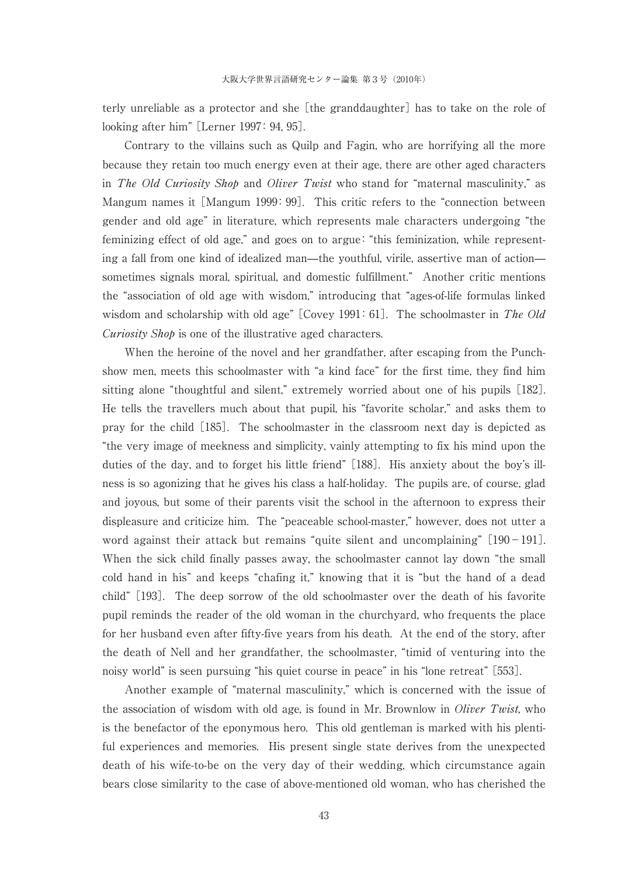terly unreliable as a protector and she [the granddaughter] has to take on the role of looking after him" [Lerner 1997: 94, 95].

Contrary to the villains such as Quilp and Fagin, who are horrifying all the more because they retain too much energy even at their age, there are other aged characters in *The Old Curiosity Shop* and *Oliver Twist* who stand for "maternal masculinity," as Mangum names it [Mangum 1999: 99]. This critic refers to the "connection between gender and old age" in literature, which represents male characters undergoing "the feminizing effect of old age," and goes on to argue: "this feminization, while representing a fall from one kind of idealized man—the youthful, virile, assertive man of action—sometimes signals moral, spiritual, and domestic fulfillment." Another critic mentions the "association of old age with wisdom," introducing that "ages-of-life formulas linked wisdom and scholarship with old age" [Covey 1991: 61]. The schoolmaster in *The Old Curiosity Shop* is one of the illustrative aged characters.

When the heroine of the novel and her grandfather, after escaping from the Punch-show men, meets this schoolmaster with "a kind face" for the first time, they find him sitting alone "thoughtful and silent," extremely worried about one of his pupils [182]. He tells the travellers much about that pupil, his "favorite scholar," and asks them to pray for the child [185]. The schoolmaster in the classroom next day is depicted as "the very image of meekness and simplicity, vainly attempting to fix his mind upon the duties of the day, and to forget his little friend" [188]. His anxiety about the boy's illness is so agonizing that he gives his class a half-holiday. The pupils are, of course, glad and joyous, but some of their parents visit the school in the afternoon to express their displeasure and criticize him. The "peaceable school-master," however, does not utter a word against their attack but remains "quite silent and uncomplaining" [190–191]. When the sick child finally passes away, the schoolmaster cannot lay down "the small cold hand in his" and keeps "chafing it," knowing that it is "but the hand of a dead child" [193]. The deep sorrow of the old schoolmaster over the death of his favorite pupil reminds the reader of the old woman in the churchyard, who frequents the place for her husband even after fifty-five years from his death. At the end of the story, after the death of Nell and her grandfather, the schoolmaster, "timid of venturing into the noisy world" is seen pursuing "his quiet course in peace" in his "lone retreat" [553].

Another example of "maternal masculinity," which is concerned with the issue of the association of wisdom with old age, is found in Mr. Brownlow in *Oliver Twist*, who is the benefactor of the eponymous hero. This old gentleman is marked with his plentiful experiences and memories. His present single state derives from the unexpected death of his wife-to-be on the very day of their wedding, which circumstance again bears close similarity to the case of above-mentioned old woman, who has cherished the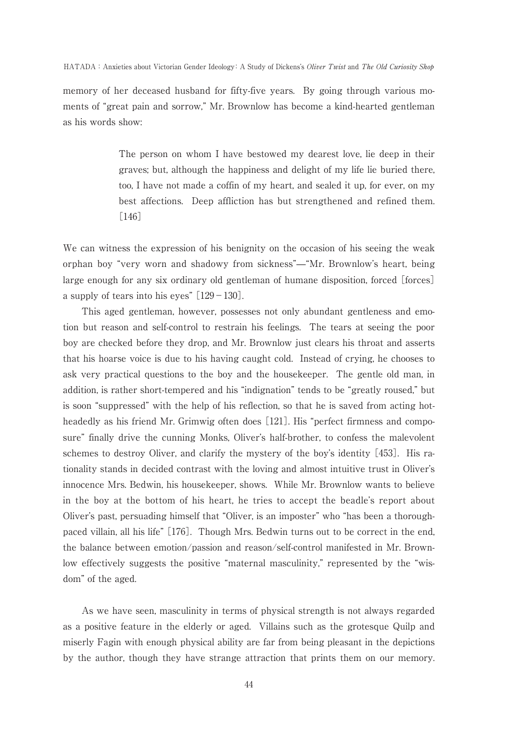memory of her deceased husband for fifty-five years. By going through various moments of "great pain and sorrow," Mr. Brownlow has become a kind-hearted gentleman as his words show:

> The person on whom I have bestowed my dearest love, lie deep in their graves; but, although the happiness and delight of my life lie buried there, too, I have not made a coffin of my heart, and sealed it up, for ever, on my best affections. Deep affliction has but strengthened and refined them. [146]

We can witness the expression of his benignity on the occasion of his seeing the weak orphan boy "very worn and shadowy from sickness"—"Mr. Brownlow's heart, being large enough for any six ordinary old gentleman of humane disposition, forced [forces] a supply of tears into his eyes" [129－130].

This aged gentleman, however, possesses not only abundant gentleness and emotion but reason and self-control to restrain his feelings. The tears at seeing the poor boy are checked before they drop, and Mr. Brownlow just clears his throat and asserts that his hoarse voice is due to his having caught cold. Instead of crying, he chooses to ask very practical questions to the boy and the housekeeper. The gentle old man, in addition, is rather short-tempered and his "indignation" tends to be "greatly roused," but is soon "suppressed" with the help of his reflection, so that he is saved from acting hot-headedly as his friend Mr. Grimwig often does [121]. His "perfect firmness and composure" finally drive the cunning Monks, Oliver's half-brother, to confess the malevolent schemes to destroy Oliver, and clarify the mystery of the boy's identity [453]. His rationality stands in decided contrast with the loving and almost intuitive trust in Oliver's innocence Mrs. Bedwin, his housekeeper, shows. While Mr. Brownlow wants to believe in the boy at the bottom of his heart, he tries to accept the beadle's report about Oliver's past, persuading himself that "Oliver, is an imposter" who "has been a thorough-paced villain, all his life" [176]. Though Mrs. Bedwin turns out to be correct in the end, the balance between emotion/passion and reason/self-control manifested in Mr. Brownlow effectively suggests the positive "maternal masculinity," represented by the "wisdom" of the aged.

As we have seen, masculinity in terms of physical strength is not always regarded as a positive feature in the elderly or aged. Villains such as the grotesque Quilp and miserly Fagin with enough physical ability are far from being pleasant in the depictions by the author, though they have strange attraction that prints them on our memory.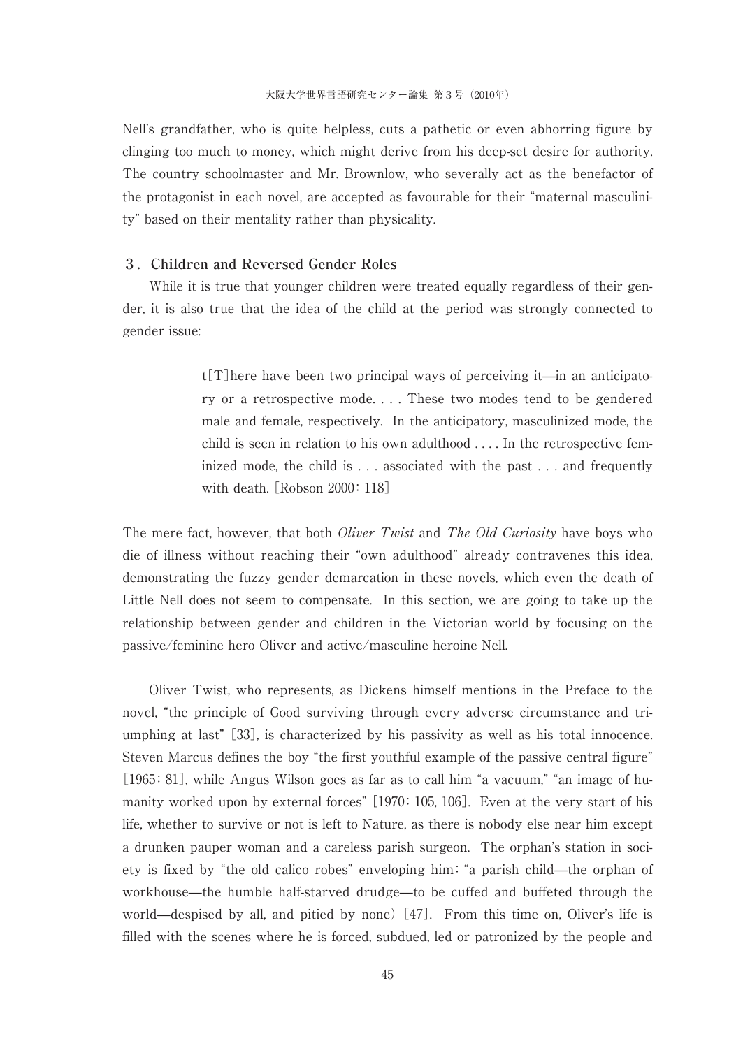Nell's grandfather, who is quite helpless, cuts a pathetic or even abhorring figure by clinging too much to money, which might derive from his deep-set desire for authority. The country schoolmaster and Mr. Brownlow, who severally act as the benefactor of the protagonist in each novel, are accepted as favourable for their "maternal masculinity" based on their mentality rather than physicality.

### 3. Children and Reversed Gender Roles

While it is true that younger children were treated equally regardless of their gender, it is also true that the idea of the child at the period was strongly connected to gender issue:

> t[T]here have been two principal ways of perceiving it—in an anticipatory or a retrospective mode. . . . These two modes tend to be gendered male and female, respectively. In the anticipatory, masculinized mode, the child is seen in relation to his own adulthood . . . . In the retrospective feminized mode, the child is . . . associated with the past . . . and frequently with death. [Robson 2000: 118]

The mere fact, however, that both *Oliver Twist* and *The Old Curiosity* have boys who die of illness without reaching their "own adulthood" already contravenes this idea, demonstrating the fuzzy gender demarcation in these novels, which even the death of Little Nell does not seem to compensate. In this section, we are going to take up the relationship between gender and children in the Victorian world by focusing on the passive/feminine hero Oliver and active/masculine heroine Nell.

Oliver Twist, who represents, as Dickens himself mentions in the Preface to the novel, "the principle of Good surviving through every adverse circumstance and triumphing at last" [33], is characterized by his passivity as well as his total innocence. Steven Marcus defines the boy "the first youthful example of the passive central figure" [1965: 81], while Angus Wilson goes as far as to call him "a vacuum," "an image of humanity worked upon by external forces" [1970: 105, 106]. Even at the very start of his life, whether to survive or not is left to Nature, as there is nobody else near him except a drunken pauper woman and a careless parish surgeon. The orphan's station in society is fixed by "the old calico robes" enveloping him: "a parish child—the orphan of workhouse—the humble half-starved drudge—to be cuffed and buffeted through the world—despised by all, and pitied by none) [47]. From this time on, Oliver's life is filled with the scenes where he is forced, subdued, led or patronized by the people and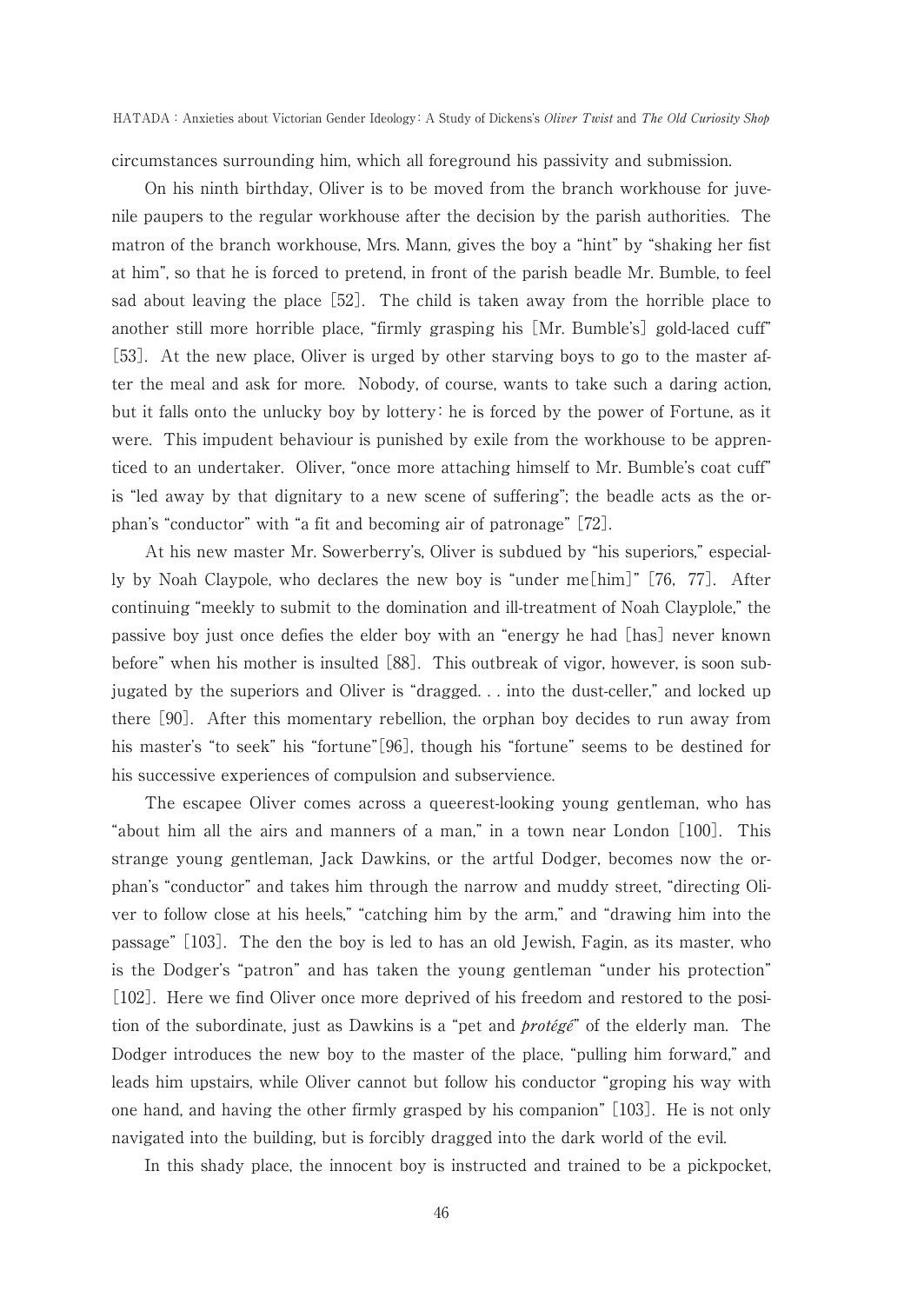circumstances surrounding him, which all foreground his passivity and submission.

On his ninth birthday, Oliver is to be moved from the branch workhouse for juvenile paupers to the regular workhouse after the decision by the parish authorities. The matron of the branch workhouse, Mrs. Mann, gives the boy a "hint" by "shaking her fist at him", so that he is forced to pretend, in front of the parish beadle Mr. Bumble, to feel sad about leaving the place [52]. The child is taken away from the horrible place to another still more horrible place, "firmly grasping his [Mr. Bumble's] gold-laced cuff" [53]. At the new place, Oliver is urged by other starving boys to go to the master after the meal and ask for more. Nobody, of course, wants to take such a daring action, but it falls onto the unlucky boy by lottery: he is forced by the power of Fortune, as it were. This impudent behaviour is punished by exile from the workhouse to be apprenticed to an undertaker. Oliver, "once more attaching himself to Mr. Bumble's coat cuff" is "led away by that dignitary to a new scene of suffering"; the beadle acts as the orphan's "conductor" with "a fit and becoming air of patronage" [72].

At his new master Mr. Sowerberry's, Oliver is subdued by "his superiors," especially by Noah Claypole, who declares the new boy is "under me[him]" [76, 77]. After continuing "meekly to submit to the domination and ill-treatment of Noah Clayplole," the passive boy just once defies the elder boy with an "energy he had [has] never known before" when his mother is insulted [88]. This outbreak of vigor, however, is soon subjugated by the superiors and Oliver is "dragged. . . into the dust-celler," and locked up there [90]. After this momentary rebellion, the orphan boy decides to run away from his master's "to seek" his "fortune"[96], though his "fortune" seems to be destined for his successive experiences of compulsion and subservience.

The escapee Oliver comes across a queerest-looking young gentleman, who has "about him all the airs and manners of a man," in a town near London [100]. This strange young gentleman, Jack Dawkins, or the artful Dodger, becomes now the orphan's "conductor" and takes him through the narrow and muddy street, "directing Oliver to follow close at his heels," "catching him by the arm," and "drawing him into the passage" [103]. The den the boy is led to has an old Jewish, Fagin, as its master, who is the Dodger's "patron" and has taken the young gentleman "under his protection" [102]. Here we find Oliver once more deprived of his freedom and restored to the position of the subordinate, just as Dawkins is a "pet and *protégé*" of the elderly man. The Dodger introduces the new boy to the master of the place, "pulling him forward," and leads him upstairs, while Oliver cannot but follow his conductor "groping his way with one hand, and having the other firmly grasped by his companion" [103]. He is not only navigated into the building, but is forcibly dragged into the dark world of the evil.

In this shady place, the innocent boy is instructed and trained to be a pickpocket,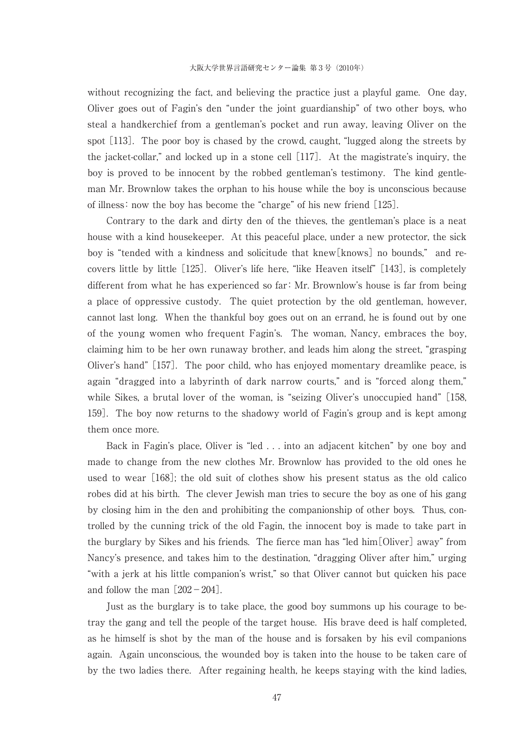without recognizing the fact, and believing the practice just a playful game. One day, Oliver goes out of Fagin's den "under the joint guardianship" of two other boys, who steal a handkerchief from a gentleman's pocket and run away, leaving Oliver on the spot [113]. The poor boy is chased by the crowd, caught, "lugged along the streets by the jacket-collar," and locked up in a stone cell [117]. At the magistrate's inquiry, the boy is proved to be innocent by the robbed gentleman's testimony. The kind gentleman Mr. Brownlow takes the orphan to his house while the boy is unconscious because of illness: now the boy has become the "charge" of his new friend [125].

Contrary to the dark and dirty den of the thieves, the gentleman's place is a neat house with a kind housekeeper. At this peaceful place, under a new protector, the sick boy is "tended with a kindness and solicitude that knew[knows] no bounds," and recovers little by little [125]. Oliver's life here, "like Heaven itself" [143], is completely different from what he has experienced so far: Mr. Brownlow's house is far from being a place of oppressive custody. The quiet protection by the old gentleman, however, cannot last long. When the thankful boy goes out on an errand, he is found out by one of the young women who frequent Fagin's. The woman, Nancy, embraces the boy, claiming him to be her own runaway brother, and leads him along the street, "grasping Oliver's hand" [157]. The poor child, who has enjoyed momentary dreamlike peace, is again "dragged into a labyrinth of dark narrow courts," and is "forced along them," while Sikes, a brutal lover of the woman, is "seizing Oliver's unoccupied hand" [158, 159]. The boy now returns to the shadowy world of Fagin's group and is kept among them once more.

Back in Fagin's place, Oliver is "led . . . into an adjacent kitchen" by one boy and made to change from the new clothes Mr. Brownlow has provided to the old ones he used to wear [168]; the old suit of clothes show his present status as the old calico robes did at his birth. The clever Jewish man tries to secure the boy as one of his gang by closing him in the den and prohibiting the companionship of other boys. Thus, controlled by the cunning trick of the old Fagin, the innocent boy is made to take part in the burglary by Sikes and his friends. The fierce man has "led him[Oliver] away" from Nancy's presence, and takes him to the destination, "dragging Oliver after him," urging "with a jerk at his little companion's wrist," so that Oliver cannot but quicken his pace and follow the man [202－204].

Just as the burglary is to take place, the good boy summons up his courage to betray the gang and tell the people of the target house. His brave deed is half completed, as he himself is shot by the man of the house and is forsaken by his evil companions again. Again unconscious, the wounded boy is taken into the house to be taken care of by the two ladies there. After regaining health, he keeps staying with the kind ladies,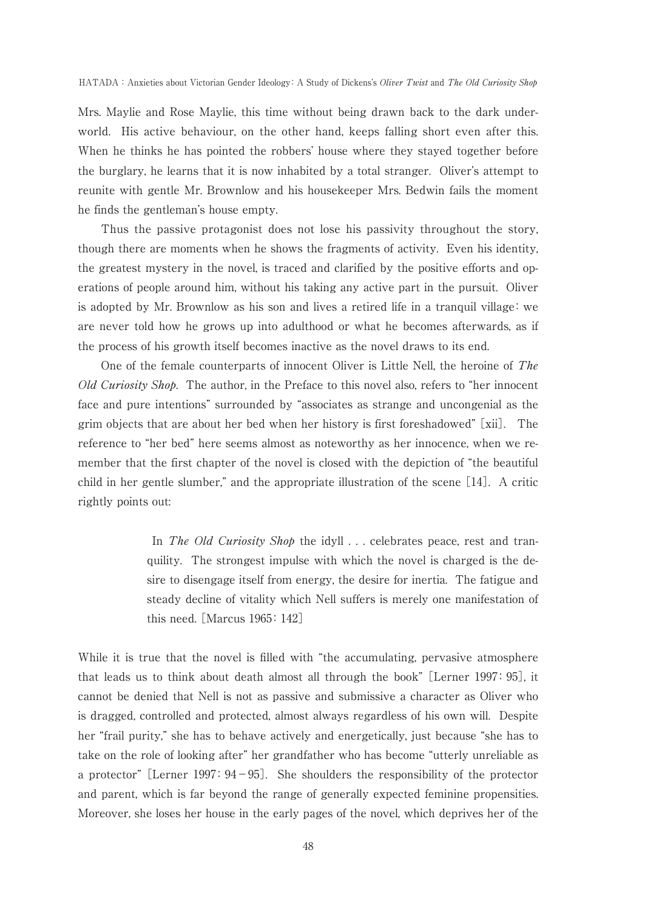Mrs. Maylie and Rose Maylie, this time without being drawn back to the dark underworld. His active behaviour, on the other hand, keeps falling short even after this. When he thinks he has pointed the robbers' house where they stayed together before the burglary, he learns that it is now inhabited by a total stranger. Oliver's attempt to reunite with gentle Mr. Brownlow and his housekeeper Mrs. Bedwin fails the moment he finds the gentleman's house empty.

Thus the passive protagonist does not lose his passivity throughout the story, though there are moments when he shows the fragments of activity. Even his identity, the greatest mystery in the novel, is traced and clarified by the positive efforts and operations of people around him, without his taking any active part in the pursuit. Oliver is adopted by Mr. Brownlow as his son and lives a retired life in a tranquil village: we are never told how he grows up into adulthood or what he becomes afterwards, as if the process of his growth itself becomes inactive as the novel draws to its end.

One of the female counterparts of innocent Oliver is Little Nell, the heroine of *The Old Curiosity Shop*. The author, in the Preface to this novel also, refers to "her innocent face and pure intentions" surrounded by "associates as strange and uncongenial as the grim objects that are about her bed when her history is first foreshadowed" [xii]. The reference to "her bed" here seems almost as noteworthy as her innocence, when we remember that the first chapter of the novel is closed with the depiction of "the beautiful child in her gentle slumber," and the appropriate illustration of the scene [14]. A critic rightly points out:

> In *The Old Curiosity Shop* the idyll . . . celebrates peace, rest and tranquility. The strongest impulse with which the novel is charged is the desire to disengage itself from energy, the desire for inertia. The fatigue and steady decline of vitality which Nell suffers is merely one manifestation of this need. [Marcus 1965: 142]

While it is true that the novel is filled with "the accumulating, pervasive atmosphere that leads us to think about death almost all through the book" [Lerner 1997: 95], it cannot be denied that Nell is not as passive and submissive a character as Oliver who is dragged, controlled and protected, almost always regardless of his own will. Despite her "frail purity," she has to behave actively and energetically, just because "she has to take on the role of looking after" her grandfather who has become "utterly unreliable as a protector" [Lerner 1997: 94－95]. She shoulders the responsibility of the protector and parent, which is far beyond the range of generally expected feminine propensities. Moreover, she loses her house in the early pages of the novel, which deprives her of the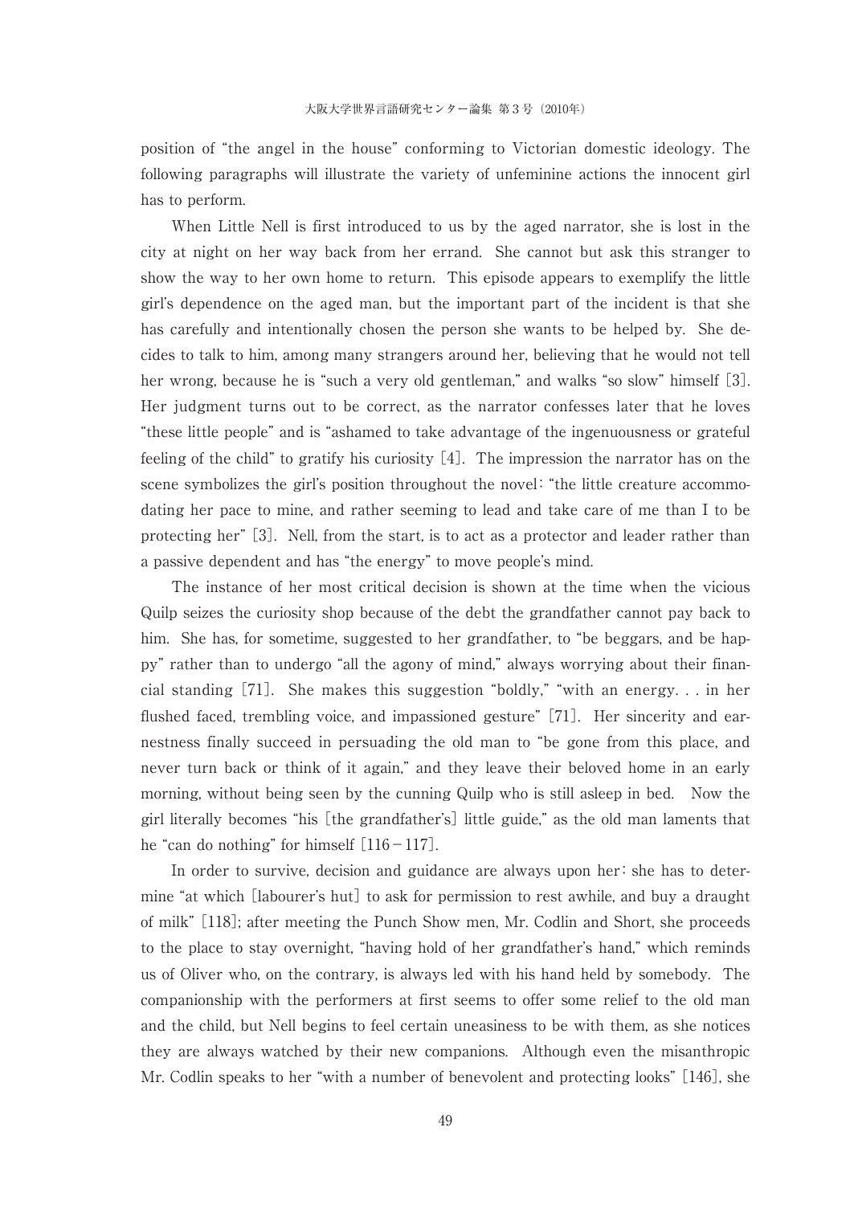position of "the angel in the house" conforming to Victorian domestic ideology. The following paragraphs will illustrate the variety of unfeminine actions the innocent girl has to perform.

When Little Nell is first introduced to us by the aged narrator, she is lost in the city at night on her way back from her errand. She cannot but ask this stranger to show the way to her own home to return. This episode appears to exemplify the little girl's dependence on the aged man, but the important part of the incident is that she has carefully and intentionally chosen the person she wants to be helped by. She decides to talk to him, among many strangers around her, believing that he would not tell her wrong, because he is "such a very old gentleman," and walks "so slow" himself [3]. Her judgment turns out to be correct, as the narrator confesses later that he loves "these little people" and is "ashamed to take advantage of the ingenuousness or grateful feeling of the child" to gratify his curiosity [4]. The impression the narrator has on the scene symbolizes the girl's position throughout the novel: "the little creature accommodating her pace to mine, and rather seeming to lead and take care of me than I to be protecting her" [3]. Nell, from the start, is to act as a protector and leader rather than a passive dependent and has "the energy" to move people's mind.

The instance of her most critical decision is shown at the time when the vicious Quilp seizes the curiosity shop because of the debt the grandfather cannot pay back to him. She has, for sometime, suggested to her grandfather, to "be beggars, and be happy" rather than to undergo "all the agony of mind," always worrying about their financial standing [71]. She makes this suggestion "boldly," "with an energy. . . in her flushed faced, trembling voice, and impassioned gesture" [71]. Her sincerity and earnestness finally succeed in persuading the old man to "be gone from this place, and never turn back or think of it again," and they leave their beloved home in an early morning, without being seen by the cunning Quilp who is still asleep in bed. Now the girl literally becomes "his [the grandfather's] little guide," as the old man laments that he "can do nothing" for himself [116－117].

In order to survive, decision and guidance are always upon her: she has to determine "at which [labourer's hut] to ask for permission to rest awhile, and buy a draught of milk" [118]; after meeting the Punch Show men, Mr. Codlin and Short, she proceeds to the place to stay overnight, "having hold of her grandfather's hand," which reminds us of Oliver who, on the contrary, is always led with his hand held by somebody. The companionship with the performers at first seems to offer some relief to the old man and the child, but Nell begins to feel certain uneasiness to be with them, as she notices they are always watched by their new companions. Although even the misanthropic Mr. Codlin speaks to her "with a number of benevolent and protecting looks" [146], she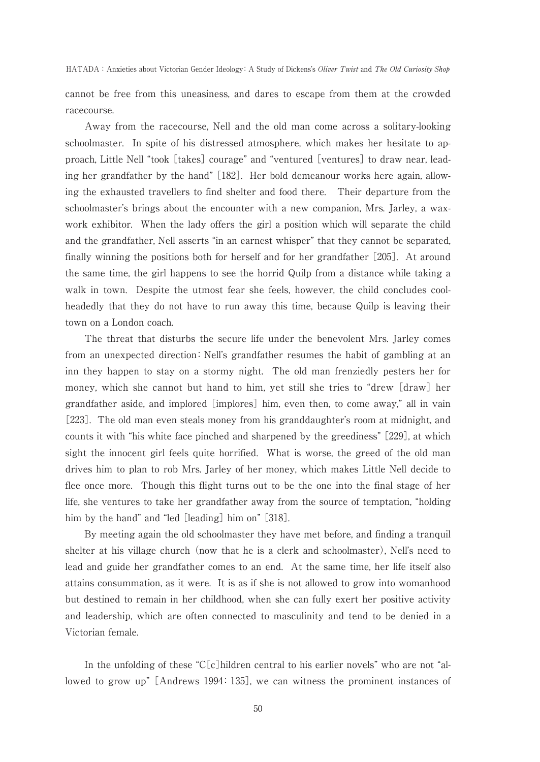cannot be free from this uneasiness, and dares to escape from them at the crowded racecourse.

Away from the racecourse, Nell and the old man come across a solitary-looking schoolmaster. In spite of his distressed atmosphere, which makes her hesitate to approach, Little Nell "took [takes] courage" and "ventured [ventures] to draw near, leading her grandfather by the hand" [182]. Her bold demeanour works here again, allowing the exhausted travellers to find shelter and food there. Their departure from the schoolmaster's brings about the encounter with a new companion, Mrs. Jarley, a waxwork exhibitor. When the lady offers the girl a position which will separate the child and the grandfather, Nell asserts "in an earnest whisper" that they cannot be separated, finally winning the positions both for herself and for her grandfather [205]. At around the same time, the girl happens to see the horrid Quilp from a distance while taking a walk in town. Despite the utmost fear she feels, however, the child concludes coolheadedly that they do not have to run away this time, because Quilp is leaving their town on a London coach.

The threat that disturbs the secure life under the benevolent Mrs. Jarley comes from an unexpected direction: Nell's grandfather resumes the habit of gambling at an inn they happen to stay on a stormy night. The old man frenziedly pesters her for money, which she cannot but hand to him, yet still she tries to "drew [draw] her grandfather aside, and implored [implores] him, even then, to come away," all in vain [223]. The old man even steals money from his granddaughter's room at midnight, and counts it with "his white face pinched and sharpened by the greediness" [229], at which sight the innocent girl feels quite horrified. What is worse, the greed of the old man drives him to plan to rob Mrs. Jarley of her money, which makes Little Nell decide to flee once more. Though this flight turns out to be the one into the final stage of her life, she ventures to take her grandfather away from the source of temptation, "holding him by the hand" and "led [leading] him on" [318].

By meeting again the old schoolmaster they have met before, and finding a tranquil shelter at his village church (now that he is a clerk and schoolmaster), Nell's need to lead and guide her grandfather comes to an end. At the same time, her life itself also attains consummation, as it were. It is as if she is not allowed to grow into womanhood but destined to remain in her childhood, when she can fully exert her positive activity and leadership, which are often connected to masculinity and tend to be denied in a Victorian female.

In the unfolding of these "C[c]hildren central to his earlier novels" who are not "allowed to grow up" [Andrews 1994: 135], we can witness the prominent instances of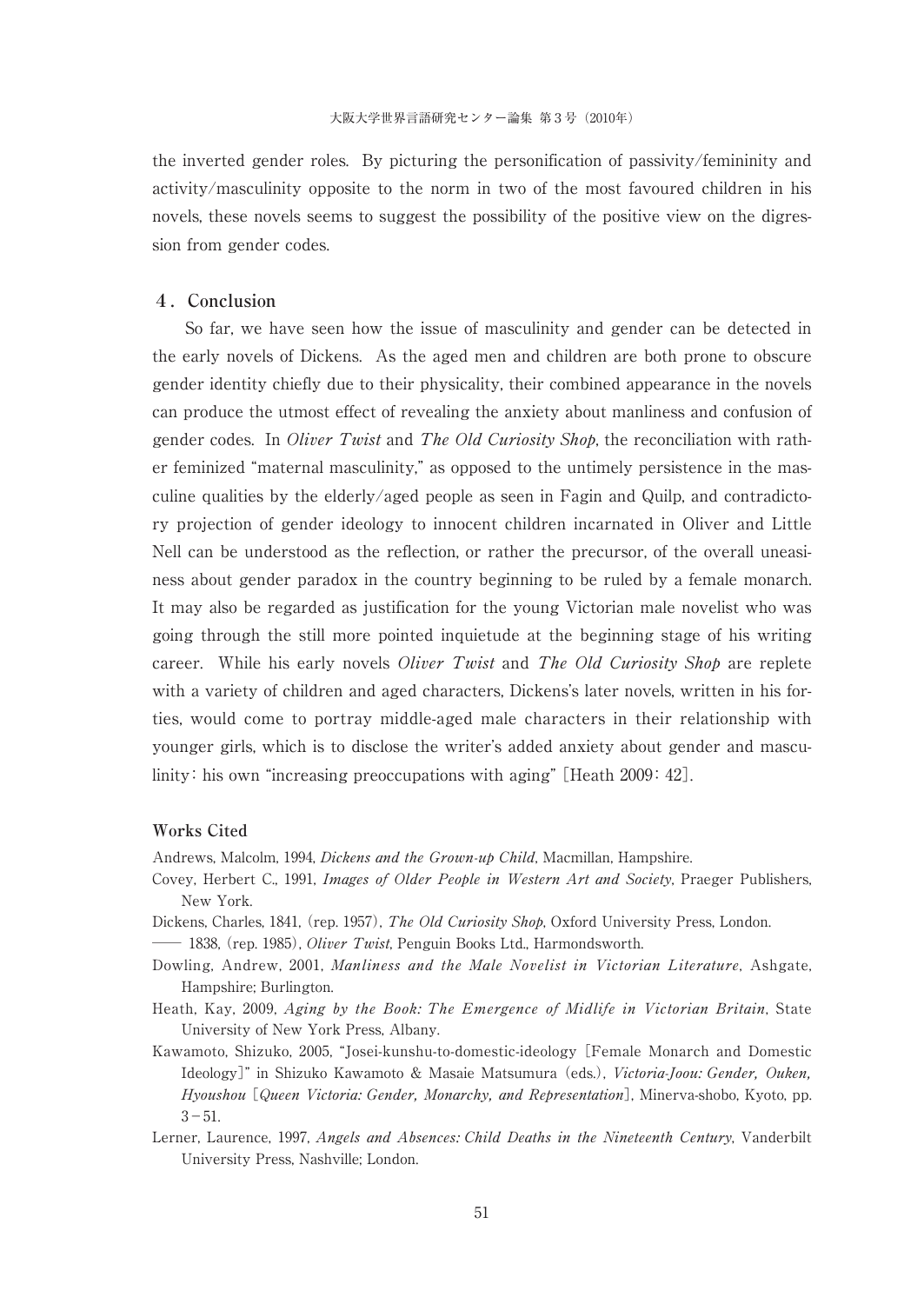the inverted gender roles. By picturing the personification of passivity/femininity and activity/masculinity opposite to the norm in two of the most favoured children in his novels, these novels seems to suggest the possibility of the positive view on the digression from gender codes.

## 4. Conclusion

So far, we have seen how the issue of masculinity and gender can be detected in the early novels of Dickens. As the aged men and children are both prone to obscure gender identity chiefly due to their physicality, their combined appearance in the novels can produce the utmost effect of revealing the anxiety about manliness and confusion of gender codes. In *Oliver Twist* and *The Old Curiosity Shop*, the reconciliation with rather feminized "maternal masculinity," as opposed to the untimely persistence in the masculine qualities by the elderly/aged people as seen in Fagin and Quilp, and contradictory projection of gender ideology to innocent children incarnated in Oliver and Little Nell can be understood as the reflection, or rather the precursor, of the overall uneasiness about gender paradox in the country beginning to be ruled by a female monarch. It may also be regarded as justification for the young Victorian male novelist who was going through the still more pointed inquietude at the beginning stage of his writing career. While his early novels *Oliver Twist* and *The Old Curiosity Shop* are replete with a variety of children and aged characters, Dickens's later novels, written in his forties, would come to portray middle-aged male characters in their relationship with younger girls, which is to disclose the writer's added anxiety about gender and masculinity: his own "increasing preoccupations with aging" [Heath 2009: 42].

## Works Cited

Andrews, Malcolm, 1994, *Dickens and the Grown-up Child*, Macmillan, Hampshire.

Covey, Herbert C., 1991, *Images of Older People in Western Art and Society*, Praeger Publishers, New York.

Dickens, Charles, 1841, (rep. 1957), *The Old Curiosity Shop*, Oxford University Press, London.

—— 1838, (rep. 1985), *Oliver Twist*, Penguin Books Ltd., Harmondsworth.

Dowling, Andrew, 2001, *Manliness and the Male Novelist in Victorian Literature*, Ashgate, Hampshire; Burlington.

Heath, Kay, 2009, *Aging by the Book: The Emergence of Midlife in Victorian Britain*, State University of New York Press, Albany.

Kawamoto, Shizuko, 2005, "Josei-kunshu-to-domestic-ideology [Female Monarch and Domestic Ideology]" in Shizuko Kawamoto & Masaie Matsumura (eds.), *Victoria-Joou: Gender, Ouken, Hyoushou* [*Queen Victoria: Gender, Monarchy, and Representation*], Minerva-shobo, Kyoto, pp. 3–51.

Lerner, Laurence, 1997, *Angels and Absences: Child Deaths in the Nineteenth Century*, Vanderbilt University Press, Nashville; London.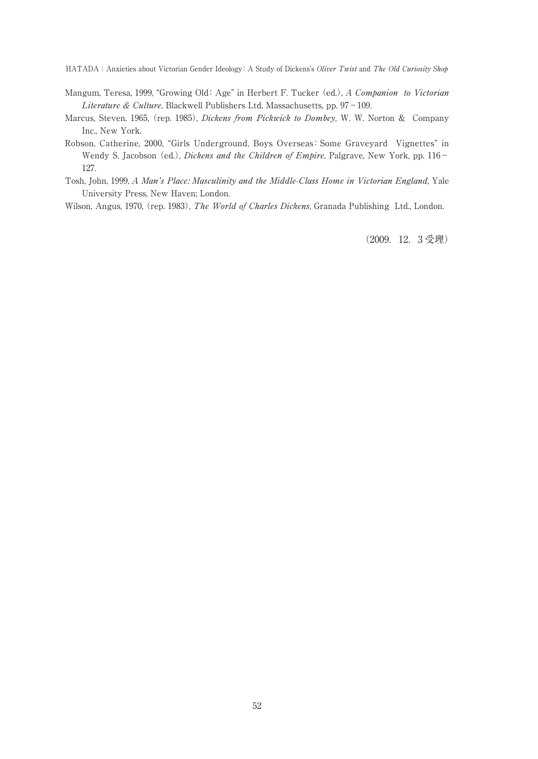Mangum, Teresa, 1999, "Growing Old: Age" in Herbert F. Tucker (ed.), *A Companion to Victorian Literature & Culture*, Blackwell Publishers Ltd, Massachusetts, pp. 97－109.

Marcus, Steven, 1965, (rep. 1985), *Dickens from Pickwick to Dombey*, W. W. Norton & Company Inc., New York.

Robson, Catherine, 2000, "Girls Underground, Boys Overseas: Some Graveyard Vignettes" in Wendy S. Jacobson (ed.), *Dickens and the Children of Empire*, Palgrave, New York, pp. 116－127.

Tosh, John, 1999, *A Man's Place: Masculinity and the Middle-Class Home in Victorian England*, Yale University Press, New Haven; London.

Wilson, Angus, 1970, (rep. 1983), *The World of Charles Dickens*, Granada Publishing Ltd., London.

(2009. 12. 3 受理)